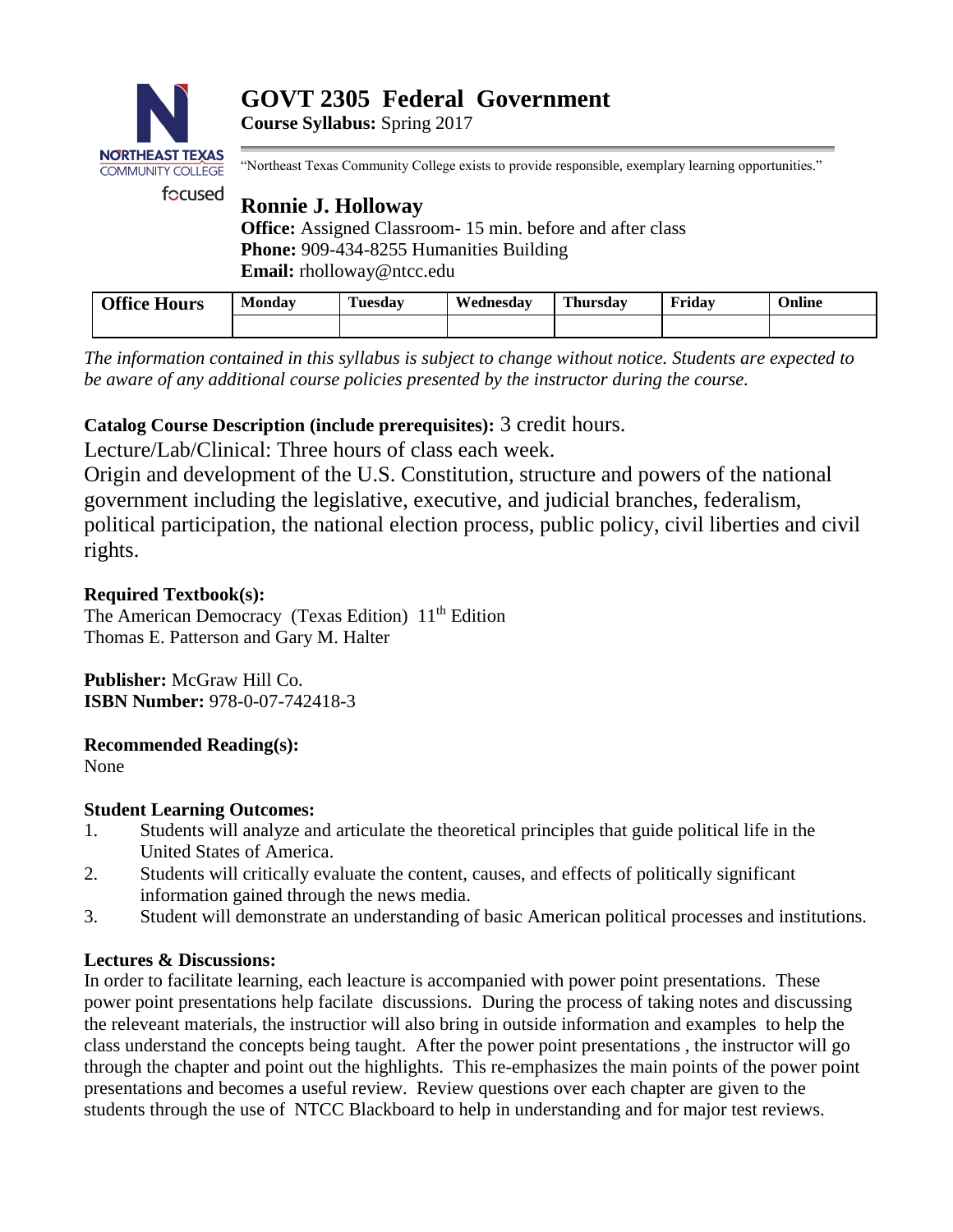# GOVT 2305 Federal Government

**Course Syllabus:** Spring 2017

"Northeast Texas Community College exists to provide responsible, exemplary learning opportunities."

## Ronnie J. Holloway

**Office:** Assigned Classroom- 15 min. before and after class
**Phone:** 909-434-8255 Humanities Building
**Email:** rholloway@ntcc.edu

| Office Hours | Monday | Tuesday | Wednesday | Thursday | Friday | Online |
|---|---|---|---|---|---|---|
| | | | | | | |

*The information contained in this syllabus is subject to change without notice. Students are expected to be aware of any additional course policies presented by the instructor during the course.*

**Catalog Course Description (include prerequisites):** 3 credit hours.
Lecture/Lab/Clinical: Three hours of class each week.
Origin and development of the U.S. Constitution, structure and powers of the national government including the legislative, executive, and judicial branches, federalism, political participation, the national election process, public policy, civil liberties and civil rights.

**Required Textbook(s):**
The American Democracy (Texas Edition) 11th Edition
Thomas E. Patterson and Gary M. Halter

**Publisher:** McGraw Hill Co.
**ISBN Number:** 978-0-07-742418-3

**Recommended Reading(s):**
None

**Student Learning Outcomes:**

1. Students will analyze and articulate the theoretical principles that guide political life in the United States of America.
2. Students will critically evaluate the content, causes, and effects of politically significant information gained through the news media.
3. Student will demonstrate an understanding of basic American political processes and institutions.

**Lectures & Discussions:**
In order to facilitate learning, each leacture is accompanied with power point presentations. These power point presentations help facilate discussions. During the process of taking notes and discussing the releveant materials, the instructior will also bring in outside information and examples to help the class understand the concepts being taught. After the power point presentations , the instructor will go through the chapter and point out the highlights. This re-emphasizes the main points of the power point presentations and becomes a useful review. Review questions over each chapter are given to the students through the use of NTCC Blackboard to help in understanding and for major test reviews.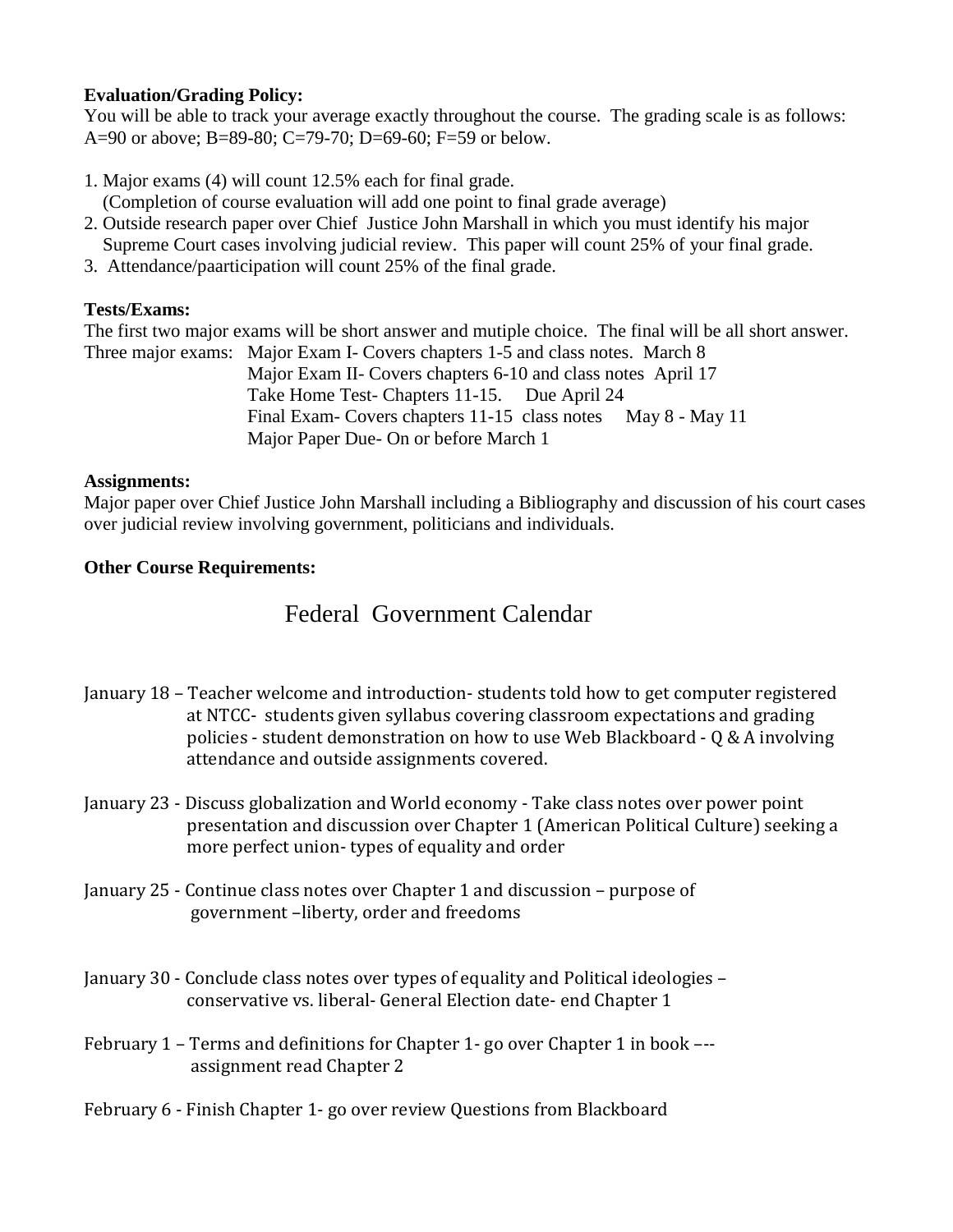**Evaluation/Grading Policy:**
You will be able to track your average exactly throughout the course. The grading scale is as follows: A=90 or above; B=89-80; C=79-70; D=69-60; F=59 or below.

1. Major exams (4) will count 12.5% each for final grade.
   (Completion of course evaluation will add one point to final grade average)
2. Outside research paper over Chief Justice John Marshall in which you must identify his major Supreme Court cases involving judicial review. This paper will count 25% of your final grade.
3. Attendance/paarticipation will count 25% of the final grade.

**Tests/Exams:**
The first two major exams will be short answer and mutiple choice. The final will be all short answer.
Three major exams: Major Exam I- Covers chapters 1-5 and class notes. March 8
Major Exam II- Covers chapters 6-10 and class notes April 17
Take Home Test- Chapters 11-15. Due April 24
Final Exam- Covers chapters 11-15 class notes May 8 - May 11
Major Paper Due- On or before March 1

**Assignments:**
Major paper over Chief Justice John Marshall including a Bibliography and discussion of his court cases over judicial review involving government, politicians and individuals.

**Other Course Requirements:**

## Federal Government Calendar

January 18 – Teacher welcome and introduction- students told how to get computer registered at NTCC- students given syllabus covering classroom expectations and grading policies - student demonstration on how to use Web Blackboard - Q & A involving attendance and outside assignments covered.

January 23 - Discuss globalization and World economy - Take class notes over power point presentation and discussion over Chapter 1 (American Political Culture) seeking a more perfect union- types of equality and order

January 25 - Continue class notes over Chapter 1 and discussion – purpose of government –liberty, order and freedoms

January 30 - Conclude class notes over types of equality and Political ideologies – conservative vs. liberal- General Election date- end Chapter 1

February 1 – Terms and definitions for Chapter 1- go over Chapter 1 in book ––- assignment read Chapter 2

February 6 - Finish Chapter 1- go over review Questions from Blackboard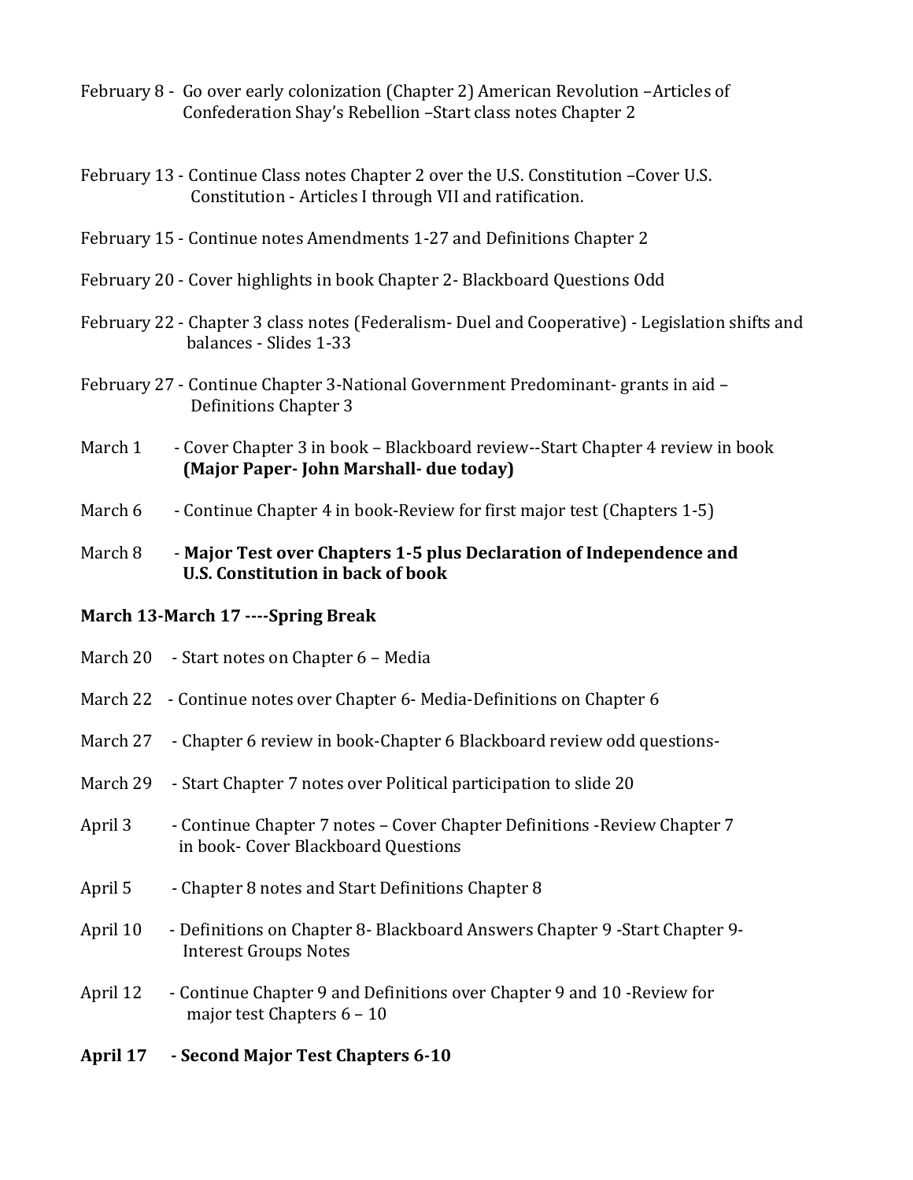February 8 - Go over early colonization (Chapter 2) American Revolution –Articles of Confederation Shay's Rebellion –Start class notes Chapter 2

February 13 - Continue Class notes Chapter 2 over the U.S. Constitution –Cover U.S. Constitution - Articles I through VII and ratification.

February 15 - Continue notes Amendments 1-27 and Definitions Chapter 2

February 20 - Cover highlights in book Chapter 2- Blackboard Questions Odd

February 22 - Chapter 3 class notes (Federalism- Duel and Cooperative) - Legislation shifts and balances - Slides 1-33

February 27 - Continue Chapter 3-National Government Predominant- grants in aid – Definitions Chapter 3

March 1 - Cover Chapter 3 in book – Blackboard review--Start Chapter 4 review in book **(Major Paper- John Marshall- due today)**

March 6 - Continue Chapter 4 in book-Review for first major test (Chapters 1-5)

March 8 - **Major Test over Chapters 1-5 plus Declaration of Independence and U.S. Constitution in back of book**

**March 13-March 17 ----Spring Break**

March 20 - Start notes on Chapter 6 – Media

March 22 - Continue notes over Chapter 6- Media-Definitions on Chapter 6

March 27 - Chapter 6 review in book-Chapter 6 Blackboard review odd questions-

March 29 - Start Chapter 7 notes over Political participation to slide 20

April 3 - Continue Chapter 7 notes – Cover Chapter Definitions -Review Chapter 7 in book- Cover Blackboard Questions

April 5 - Chapter 8 notes and Start Definitions Chapter 8

April 10 - Definitions on Chapter 8- Blackboard Answers Chapter 9 -Start Chapter 9- Interest Groups Notes

April 12 - Continue Chapter 9 and Definitions over Chapter 9 and 10 -Review for major test Chapters 6 – 10

**April 17 - Second Major Test Chapters 6-10**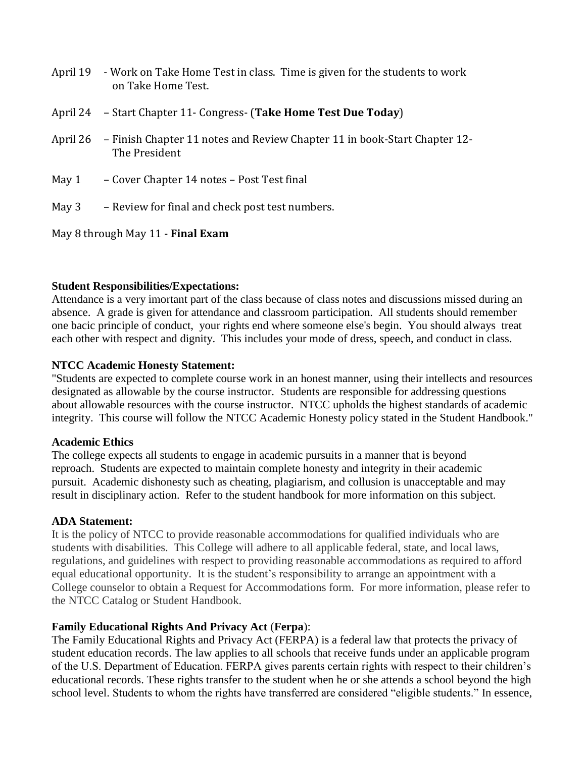April 19 - Work on Take Home Test in class. Time is given for the students to work on Take Home Test.

April 24 – Start Chapter 11- Congress- (**Take Home Test Due Today**)

April 26 – Finish Chapter 11 notes and Review Chapter 11 in book-Start Chapter 12- The President

May 1 – Cover Chapter 14 notes – Post Test final

May 3 – Review for final and check post test numbers.

May 8 through May 11 - **Final Exam**

**Student Responsibilities/Expectations:**
Attendance is a very imortant part of the class because of class notes and discussions missed during an absence. A grade is given for attendance and classroom participation. All students should remember one bacic principle of conduct, your rights end where someone else's begin. You should always treat each other with respect and dignity. This includes your mode of dress, speech, and conduct in class.

**NTCC Academic Honesty Statement:**
"Students are expected to complete course work in an honest manner, using their intellects and resources designated as allowable by the course instructor. Students are responsible for addressing questions about allowable resources with the course instructor. NTCC upholds the highest standards of academic integrity. This course will follow the NTCC Academic Honesty policy stated in the Student Handbook."

**Academic Ethics**
The college expects all students to engage in academic pursuits in a manner that is beyond reproach. Students are expected to maintain complete honesty and integrity in their academic pursuit. Academic dishonesty such as cheating, plagiarism, and collusion is unacceptable and may result in disciplinary action. Refer to the student handbook for more information on this subject.

**ADA Statement:**
It is the policy of NTCC to provide reasonable accommodations for qualified individuals who are students with disabilities. This College will adhere to all applicable federal, state, and local laws, regulations, and guidelines with respect to providing reasonable accommodations as required to afford equal educational opportunity. It is the student's responsibility to arrange an appointment with a College counselor to obtain a Request for Accommodations form. For more information, please refer to the NTCC Catalog or Student Handbook.

**Family Educational Rights And Privacy Act** (**Ferpa**):
The Family Educational Rights and Privacy Act (FERPA) is a federal law that protects the privacy of student education records. The law applies to all schools that receive funds under an applicable program of the U.S. Department of Education. FERPA gives parents certain rights with respect to their children's educational records. These rights transfer to the student when he or she attends a school beyond the high school level. Students to whom the rights have transferred are considered "eligible students." In essence,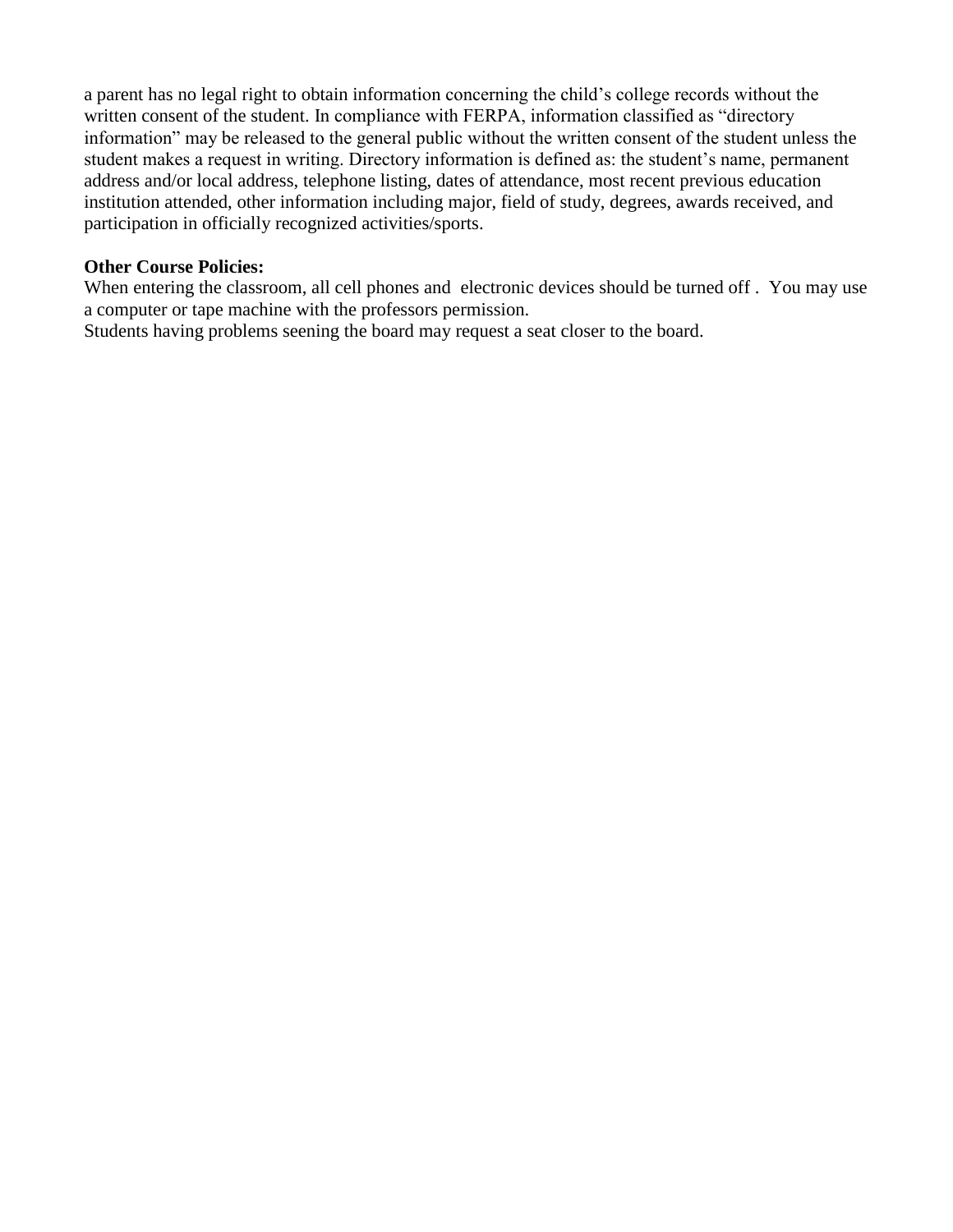a parent has no legal right to obtain information concerning the child's college records without the written consent of the student. In compliance with FERPA, information classified as "directory information" may be released to the general public without the written consent of the student unless the student makes a request in writing. Directory information is defined as: the student's name, permanent address and/or local address, telephone listing, dates of attendance, most recent previous education institution attended, other information including major, field of study, degrees, awards received, and participation in officially recognized activities/sports.

**Other Course Policies:**

When entering the classroom, all cell phones and electronic devices should be turned off . You may use a computer or tape machine with the professors permission.

Students having problems seening the board may request a seat closer to the board.